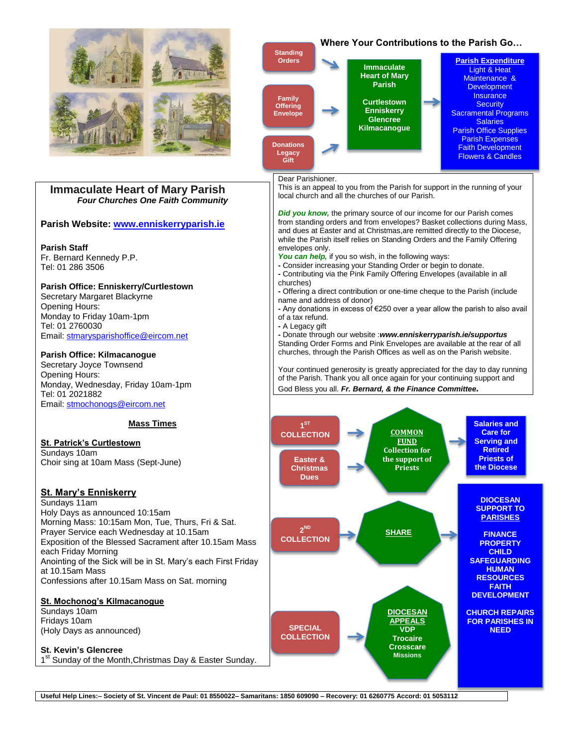## Where Your Contributions to the Parish Go…

Standing Orders → Family Offering Envelope → Donations Legacy Gift →

**Immaculate Heart of Mary Parish**

**Curtlestown Enniskerry Glencree Kilmacanogue**

**Parish Expenditure**
Light & Heat
Maintenance & Development
Insurance
Security
Sacramental Programs
Salaries
Parish Office Supplies
Parish Expenses
Faith Development
Flowers & Candles

# Immaculate Heart of Mary Parish

***Four Churches One Faith Community***

**Parish Website: www.enniskerryparish.ie**

**Parish Staff**
Fr. Bernard Kennedy P.P.
Tel: 01 286 3506

**Parish Office: Enniskerry/Curtlestown**
Secretary Margaret Blackyrne
Opening Hours:
Monday to Friday 10am-1pm
Tel: 01 2760030
Email: stmarysparishoffice@eircom.net

**Parish Office: Kilmacanogue**
Secretary Joyce Townsend
Opening Hours:
Monday, Wednesday, Friday 10am-1pm
Tel: 01 2021882
Email: stmochonogs@eircom.net

## Mass Times

**St. Patrick's Curtlestown**
Sundays 10am
Choir sing at 10am Mass (Sept-June)

**St. Mary's Enniskerry**
Sundays 11am
Holy Days as announced 10:15am
Morning Mass: 10:15am Mon, Tue, Thurs, Fri & Sat.
Prayer Service each Wednesday at 10.15am
Exposition of the Blessed Sacrament after 10.15am Mass each Friday Morning
Anointing of the Sick will be in St. Mary's each First Friday at 10.15am Mass
Confessions after 10.15am Mass on Sat. morning

**St. Mochonog's Kilmacanogue**
Sundays 10am
Fridays 10am
(Holy Days as announced)

**St. Kevin's Glencree**
1st Sunday of the Month, Christmas Day & Easter Sunday.

Dear Parishioner.
This is an appeal to you from the Parish for support in the running of your local church and all the churches of our Parish.

***Did you know,*** the primary source of our income for our Parish comes from standing orders and from envelopes? Basket collections during Mass, and dues at Easter and at Christmas,are remitted directly to the Diocese, while the Parish itself relies on Standing Orders and the Family Offering envelopes only.
***You can help,*** if you so wish, in the following ways:
- Consider increasing your Standing Order or begin to donate.
- Contributing via the Pink Family Offering Envelopes (available in all churches)
- Offering a direct contribution or one-time cheque to the Parish (include name and address of donor)
- Any donations in excess of €250 over a year allow the parish to also avail of a tax refund.
- A Legacy gift
- Donate through our website :***www.enniskerryparish.ie/supportus***

Standing Order Forms and Pink Envelopes are available at the rear of all churches, through the Parish Offices as well as on the Parish website.

Your continued generosity is greatly appreciated for the day to day running of the Parish. Thank you all once again for your continuing support and God Bless you all. ***Fr. Bernard, & the Finance Committee.***

1ST COLLECTION → / Easter & Christmas Dues → **COMMON FUND** Collection for the support of Priests → Salaries and Care for Serving and Retired Priests of the Diocese

2ND COLLECTION → **SHARE** → **DIOCESAN SUPPORT TO PARISHES**
FINANCE
PROPERTY
CHILD SAFEGUARDING
HUMAN RESOURCES
FAITH DEVELOPMENT

CHURCH REPAIRS FOR PARISHES IN NEED

SPECIAL COLLECTION → **DIOCESAN APPEALS** VDP Trocaire Crosscare Missions

**Useful Help Lines:– Society of St. Vincent de Paul: 01 8550022– Samaritans: 1850 609090 – Recovery: 01 6260775 Accord: 01 5053112**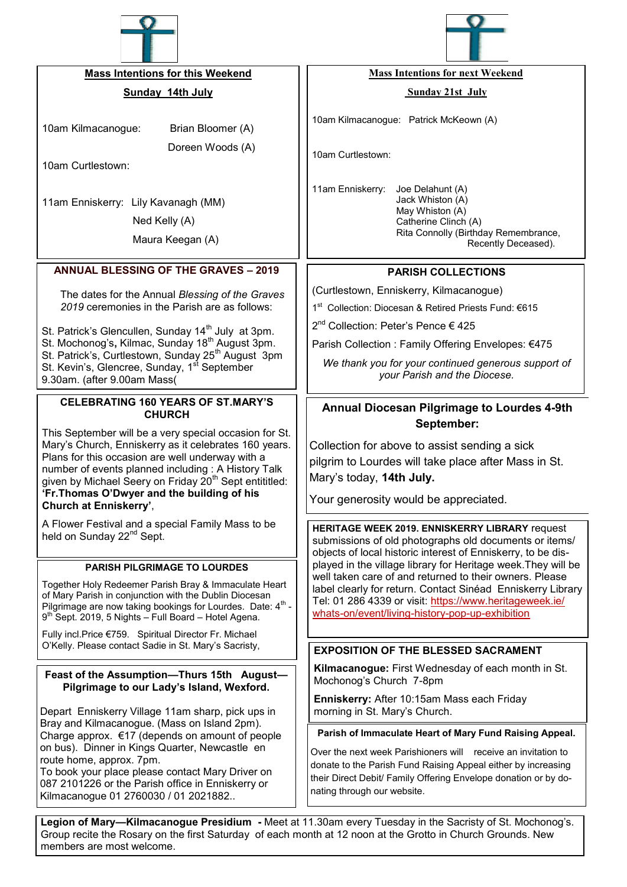## Mass Intentions for this Weekend

**Sunday 14th July**

10am Kilmacanogue: Brian Bloomer (A)
Doreen Woods (A)

10am Curtlestown:

11am Enniskerry: Lily Kavanagh (MM)
Ned Kelly (A)
Maura Keegan (A)

## Mass Intentions for next Weekend

**Sunday 21st July**

10am Kilmacanogue: Patrick McKeown (A)

10am Curtlestown:

11am Enniskerry: Joe Delahunt (A)
Jack Whiston (A)
May Whiston (A)
Catherine Clinch (A)
Rita Connolly (Birthday Remembrance, Recently Deceased).

## ANNUAL BLESSING OF THE GRAVES – 2019

The dates for the Annual *Blessing of the Graves 2019* ceremonies in the Parish are as follows:

St. Patrick's Glencullen, Sunday 14th July at 3pm.
St. Mochonog's**,** Kilmac, Sunday 18th August 3pm.
St. Patrick's, Curtlestown, Sunday 25th August 3pm
St. Kevin's, Glencree, Sunday, 1st September 9.30am. (after 9.00am Mass(

## CELEBRATING 160 YEARS OF ST.MARY'S CHURCH

This September will be a very special occasion for St. Mary's Church, Enniskerry as it celebrates 160 years. Plans for this occasion are well underway with a number of events planned including : A History Talk given by Michael Seery on Friday 20th Sept entititled: **'Fr.Thomas O'Dwyer and the building of his Church at Enniskerry'**,

A Flower Festival and a special Family Mass to be held on Sunday 22nd Sept.

## PARISH PILGRIMAGE TO LOURDES

Together Holy Redeemer Parish Bray & Immaculate Heart of Mary Parish in conjunction with the Dublin Diocesan Pilgrimage are now taking bookings for Lourdes. Date: 4th - 9th Sept. 2019, 5 Nights – Full Board – Hotel Agena.

Fully incl.Price €759. Spiritual Director Fr. Michael O'Kelly. Please contact Sadie in St. Mary's Sacristy,

## Feast of the Assumption—Thurs 15th August— Pilgrimage to our Lady's Island, Wexford.

Depart Enniskerry Village 11am sharp, pick ups in Bray and Kilmacanogue. (Mass on Island 2pm). Charge approx. €17 (depends on amount of people on bus). Dinner in Kings Quarter, Newcastle en route home, approx. 7pm.
To book your place please contact Mary Driver on 087 2101226 or the Parish office in Enniskerry or Kilmacanogue 01 2760030 / 01 2021882..

## PARISH COLLECTIONS

(Curtlestown, Enniskerry, Kilmacanogue)

1st Collection: Diocesan & Retired Priests Fund: €615

2nd Collection: Peter's Pence € 425

Parish Collection : Family Offering Envelopes: €475

*We thank you for your continued generous support of your Parish and the Diocese.*

## Annual Diocesan Pilgrimage to Lourdes 4-9th September:

Collection for above to assist sending a sick pilgrim to Lourdes will take place after Mass in St. Mary's today, **14th July.**

Your generosity would be appreciated.

**HERITAGE WEEK 2019. ENNISKERRY LIBRARY** request submissions of old photographs old documents or items/ objects of local historic interest of Enniskerry, to be displayed in the village library for Heritage week.They will be well taken care of and returned to their owners. Please label clearly for return. Contact Sinéad Enniskerry Library Tel: 01 286 4339 or visit: https://www.heritageweek.ie/whats-on/event/living-history-pop-up-exhibition

## EXPOSITION OF THE BLESSED SACRAMENT

**Kilmacanogue:** First Wednesday of each month in St. Mochonog's Church 7-8pm

**Enniskerry:** After 10:15am Mass each Friday morning in St. Mary's Church.

## Parish of Immaculate Heart of Mary Fund Raising Appeal.

Over the next week Parishioners will receive an invitation to donate to the Parish Fund Raising Appeal either by increasing their Direct Debit/ Family Offering Envelope donation or by donating through our website.

**Legion of Mary—Kilmacanogue Presidium -** Meet at 11.30am every Tuesday in the Sacristy of St. Mochonog's. Group recite the Rosary on the first Saturday of each month at 12 noon at the Grotto in Church Grounds. New members are most welcome.